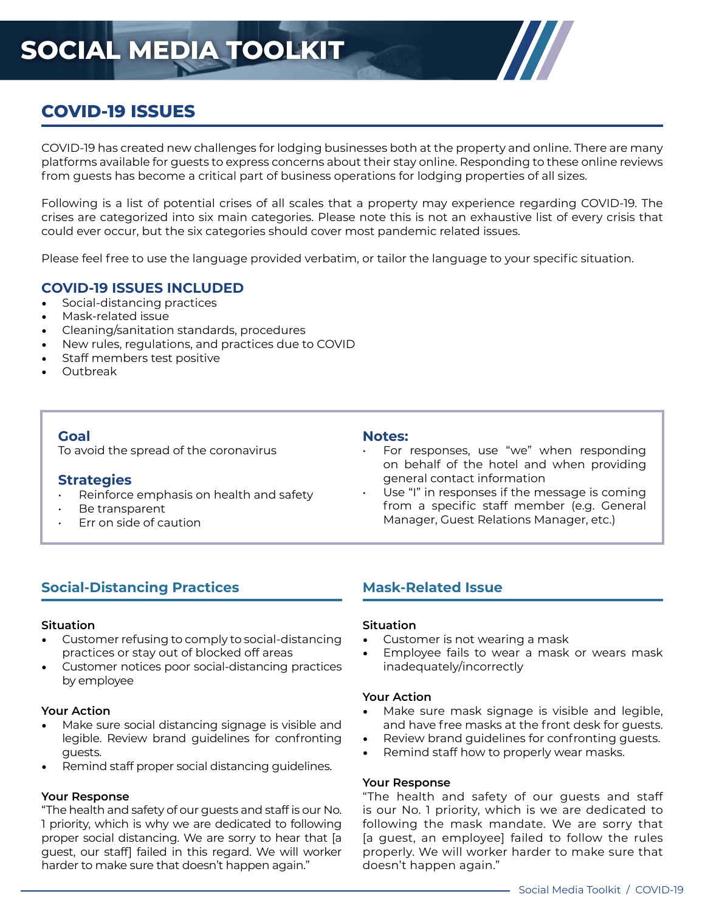# SOCIAL MEDIA TOOLKIT

## COVID-19 ISSUES

COVID-19 has created new challenges for lodging businesses both at the property and online. There are many platforms available for guests to express concerns about their stay online. Responding to these online reviews from guests has become a critical part of business operations for lodging properties of all sizes.

Following is a list of potential crises of all scales that a property may experience regarding COVID-19. The crises are categorized into six main categories. Please note this is not an exhaustive list of every crisis that could ever occur, but the six categories should cover most pandemic related issues.

Please feel free to use the language provided verbatim, or tailor the language to your specific situation.

### COVID-19 ISSUES INCLUDED

- Social-distancing practices
- Mask-related issue
- Cleaning/sanitation standards, procedures
- New rules, regulations, and practices due to COVID
- Staff members test positive
- Outbreak

### Goal

To avoid the spread of the coronavirus

### Strategies

- Reinforce emphasis on health and safety
- Be transparent
- Err on side of caution

### Notes:

- For responses, use "we" when responding on behalf of the hotel and when providing general contact information
- Use "I" in responses if the message is coming from a specific staff member (e.g. General Manager, Guest Relations Manager, etc.)

## Social-Distancing Practices

**Situation**

- Customer refusing to comply to social-distancing practices or stay out of blocked off areas
- Customer notices poor social-distancing practices by employee

**Your Action**

- Make sure social distancing signage is visible and legible. Review brand guidelines for confronting guests.
- Remind staff proper social distancing guidelines.

**Your Response**

"The health and safety of our guests and staff is our No. 1 priority, which is why we are dedicated to following proper social distancing. We are sorry to hear that [a guest, our staff] failed in this regard. We will worker harder to make sure that doesn't happen again."

## Mask-Related Issue

**Situation**

- Customer is not wearing a mask
- Employee fails to wear a mask or wears mask inadequately/incorrectly

**Your Action**

- Make sure mask signage is visible and legible, and have free masks at the front desk for guests.
- Review brand guidelines for confronting guests.
- Remind staff how to properly wear masks.

**Your Response**

"The health and safety of our guests and staff is our No. 1 priority, which is we are dedicated to following the mask mandate. We are sorry that [a guest, an employee] failed to follow the rules properly. We will worker harder to make sure that doesn't happen again."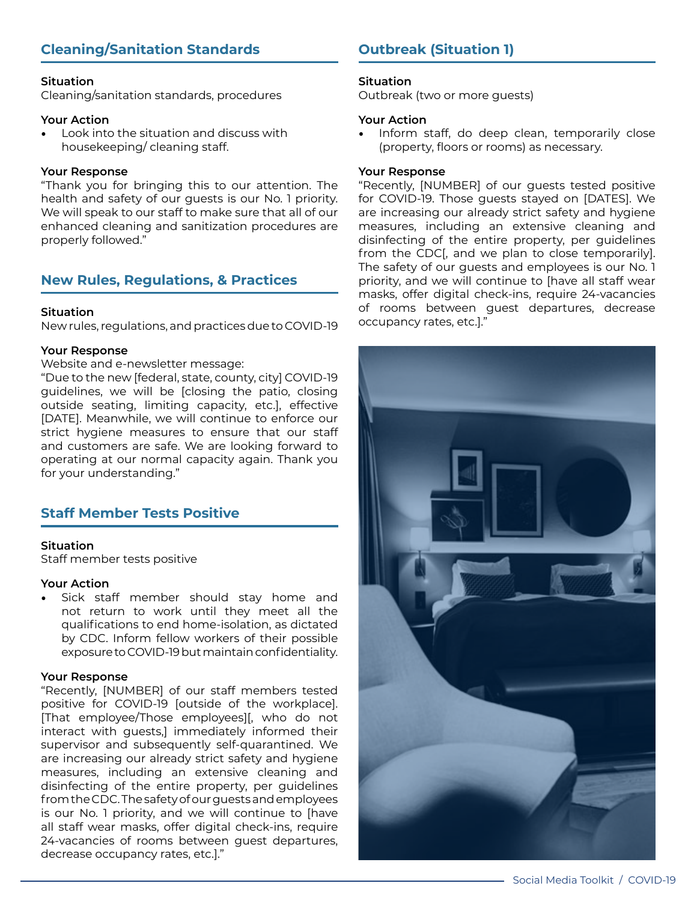## Cleaning/Sanitation Standards

**Situation**
Cleaning/sanitation standards, procedures

**Your Action**

- Look into the situation and discuss with housekeeping/ cleaning staff.

**Your Response**
"Thank you for bringing this to our attention. The health and safety of our guests is our No. 1 priority. We will speak to our staff to make sure that all of our enhanced cleaning and sanitization procedures are properly followed."

## New Rules, Regulations, & Practices

**Situation**
New rules, regulations, and practices due to COVID-19

**Your Response**
Website and e-newsletter message:
"Due to the new [federal, state, county, city] COVID-19 guidelines, we will be [closing the patio, closing outside seating, limiting capacity, etc.], effective [DATE]. Meanwhile, we will continue to enforce our strict hygiene measures to ensure that our staff and customers are safe. We are looking forward to operating at our normal capacity again. Thank you for your understanding."

## Staff Member Tests Positive

**Situation**
Staff member tests positive

**Your Action**

- Sick staff member should stay home and not return to work until they meet all the qualifications to end home-isolation, as dictated by CDC. Inform fellow workers of their possible exposure to COVID-19 but maintain confidentiality.

**Your Response**
"Recently, [NUMBER] of our staff members tested positive for COVID-19 [outside of the workplace]. [That employee/Those employees][, who do not interact with guests,] immediately informed their supervisor and subsequently self-quarantined. We are increasing our already strict safety and hygiene measures, including an extensive cleaning and disinfecting of the entire property, per guidelines from the CDC. The safety of our guests and employees is our No. 1 priority, and we will continue to [have all staff wear masks, offer digital check-ins, require 24-vacancies of rooms between guest departures, decrease occupancy rates, etc.]."

## Outbreak (Situation 1)

**Situation**
Outbreak (two or more guests)

**Your Action**

- Inform staff, do deep clean, temporarily close (property, floors or rooms) as necessary.

**Your Response**
"Recently, [NUMBER] of our guests tested positive for COVID-19. Those guests stayed on [DATES]. We are increasing our already strict safety and hygiene measures, including an extensive cleaning and disinfecting of the entire property, per guidelines from the CDC[, and we plan to close temporarily]. The safety of our guests and employees is our No. 1 priority, and we will continue to [have all staff wear masks, offer digital check-ins, require 24-vacancies of rooms between guest departures, decrease occupancy rates, etc.]."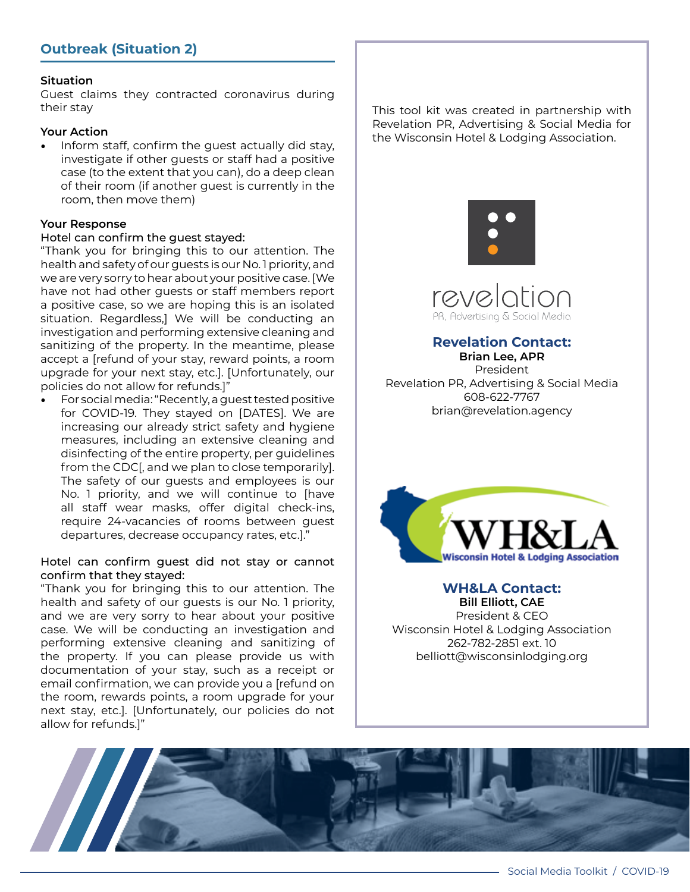## Outbreak (Situation 2)

**Situation**

Guest claims they contracted coronavirus during their stay

**Your Action**

- Inform staff, confirm the guest actually did stay, investigate if other guests or staff had a positive case (to the extent that you can), do a deep clean of their room (if another guest is currently in the room, then move them)

**Your Response**

Hotel can confirm the guest stayed:

"Thank you for bringing this to our attention. The health and safety of our guests is our No. 1 priority, and we are very sorry to hear about your positive case. [We have not had other guests or staff members report a positive case, so we are hoping this is an isolated situation. Regardless,] We will be conducting an investigation and performing extensive cleaning and sanitizing of the property. In the meantime, please accept a [refund of your stay, reward points, a room upgrade for your next stay, etc.]. [Unfortunately, our policies do not allow for refunds.]"

- For social media: "Recently, a guest tested positive for COVID-19. They stayed on [DATES]. We are increasing our already strict safety and hygiene measures, including an extensive cleaning and disinfecting of the entire property, per guidelines from the CDC[, and we plan to close temporarily]. The safety of our guests and employees is our No. 1 priority, and we will continue to [have all staff wear masks, offer digital check-ins, require 24-vacancies of rooms between guest departures, decrease occupancy rates, etc.]."

Hotel can confirm guest did not stay or cannot confirm that they stayed:

"Thank you for bringing this to our attention. The health and safety of our guests is our No. 1 priority, and we are very sorry to hear about your positive case. We will be conducting an investigation and performing extensive cleaning and sanitizing of the property. If you can please provide us with documentation of your stay, such as a receipt or email confirmation, we can provide you a [refund on the room, rewards points, a room upgrade for your next stay, etc.]. [Unfortunately, our policies do not allow for refunds.]"

This tool kit was created in partnership with Revelation PR, Advertising & Social Media for the Wisconsin Hotel & Lodging Association.

revelation
PR, Advertising & Social Media

**Revelation Contact:**

**Brian Lee, APR**
President
Revelation PR, Advertising & Social Media
608-622-7767
brian@revelation.agency

WH&LA
Wisconsin Hotel & Lodging Association

**WH&LA Contact:**

**Bill Elliott, CAE**
President & CEO
Wisconsin Hotel & Lodging Association
262-782-2851 ext. 10
belliott@wisconsinlodging.org